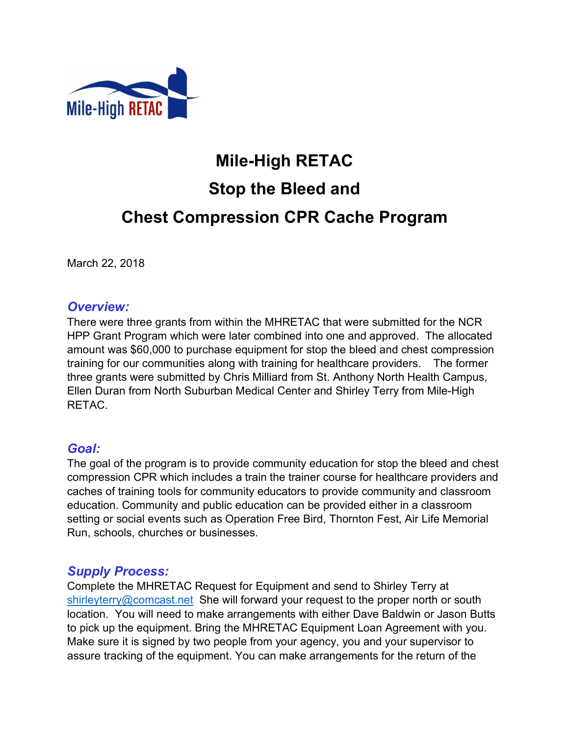# Mile-High RETAC

# Stop the Bleed and

# Chest Compression CPR Cache Program

March 22, 2018

## *Overview:*

There were three grants from within the MHRETAC that were submitted for the NCR HPP Grant Program which were later combined into one and approved. The allocated amount was $60,000 to purchase equipment for stop the bleed and chest compression training for our communities along with training for healthcare providers. The former three grants were submitted by Chris Milliard from St. Anthony North Health Campus, Ellen Duran from North Suburban Medical Center and Shirley Terry from Mile-High RETAC.

## *Goal:*

The goal of the program is to provide community education for stop the bleed and chest compression CPR which includes a train the trainer course for healthcare providers and caches of training tools for community educators to provide community and classroom education. Community and public education can be provided either in a classroom setting or social events such as Operation Free Bird, Thornton Fest, Air Life Memorial Run, schools, churches or businesses.

## *Supply Process:*

Complete the MHRETAC Request for Equipment and send to Shirley Terry at shirleyterry@comcast.net She will forward your request to the proper north or south location. You will need to make arrangements with either Dave Baldwin or Jason Butts to pick up the equipment. Bring the MHRETAC Equipment Loan Agreement with you. Make sure it is signed by two people from your agency, you and your supervisor to assure tracking of the equipment. You can make arrangements for the return of the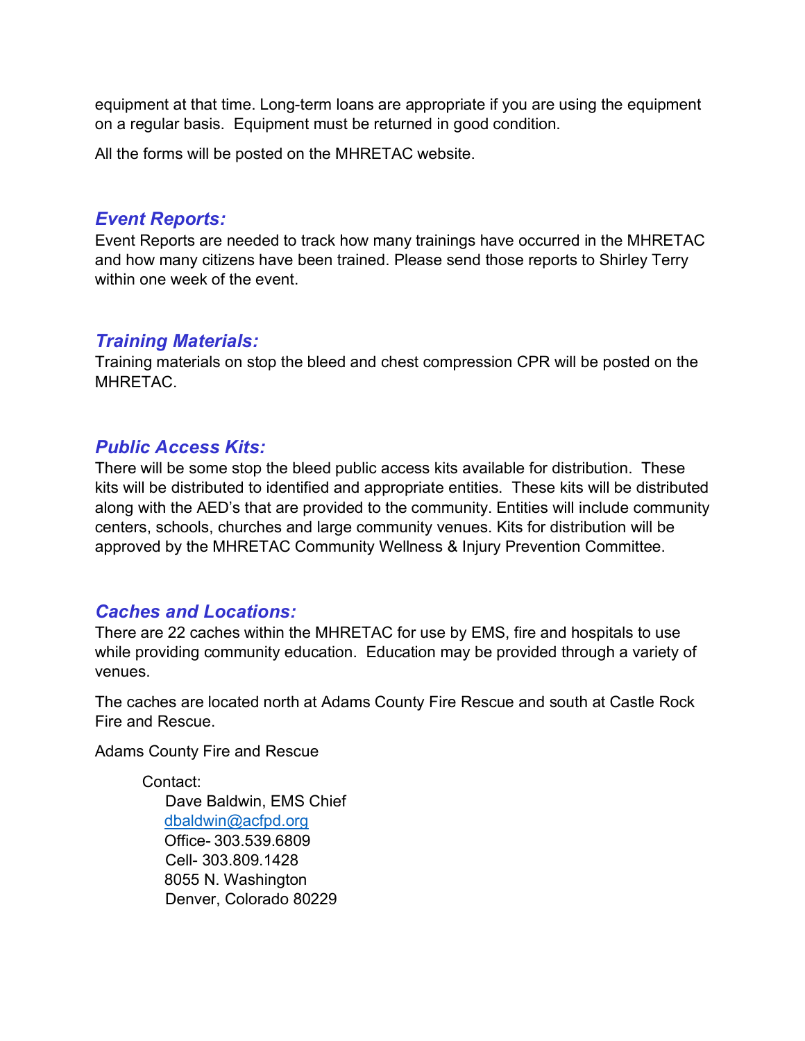equipment at that time. Long-term loans are appropriate if you are using the equipment on a regular basis. Equipment must be returned in good condition.

All the forms will be posted on the MHRETAC website.

## *Event Reports:*

Event Reports are needed to track how many trainings have occurred in the MHRETAC and how many citizens have been trained. Please send those reports to Shirley Terry within one week of the event.

## *Training Materials:*

Training materials on stop the bleed and chest compression CPR will be posted on the MHRETAC.

## *Public Access Kits:*

There will be some stop the bleed public access kits available for distribution. These kits will be distributed to identified and appropriate entities. These kits will be distributed along with the AED's that are provided to the community. Entities will include community centers, schools, churches and large community venues. Kits for distribution will be approved by the MHRETAC Community Wellness & Injury Prevention Committee.

## *Caches and Locations:*

There are 22 caches within the MHRETAC for use by EMS, fire and hospitals to use while providing community education. Education may be provided through a variety of venues.

The caches are located north at Adams County Fire Rescue and south at Castle Rock Fire and Rescue.

Adams County Fire and Rescue

Contact:
Dave Baldwin, EMS Chief
dbaldwin@acfpd.org
Office- 303.539.6809
Cell- 303.809.1428
8055 N. Washington
Denver, Colorado 80229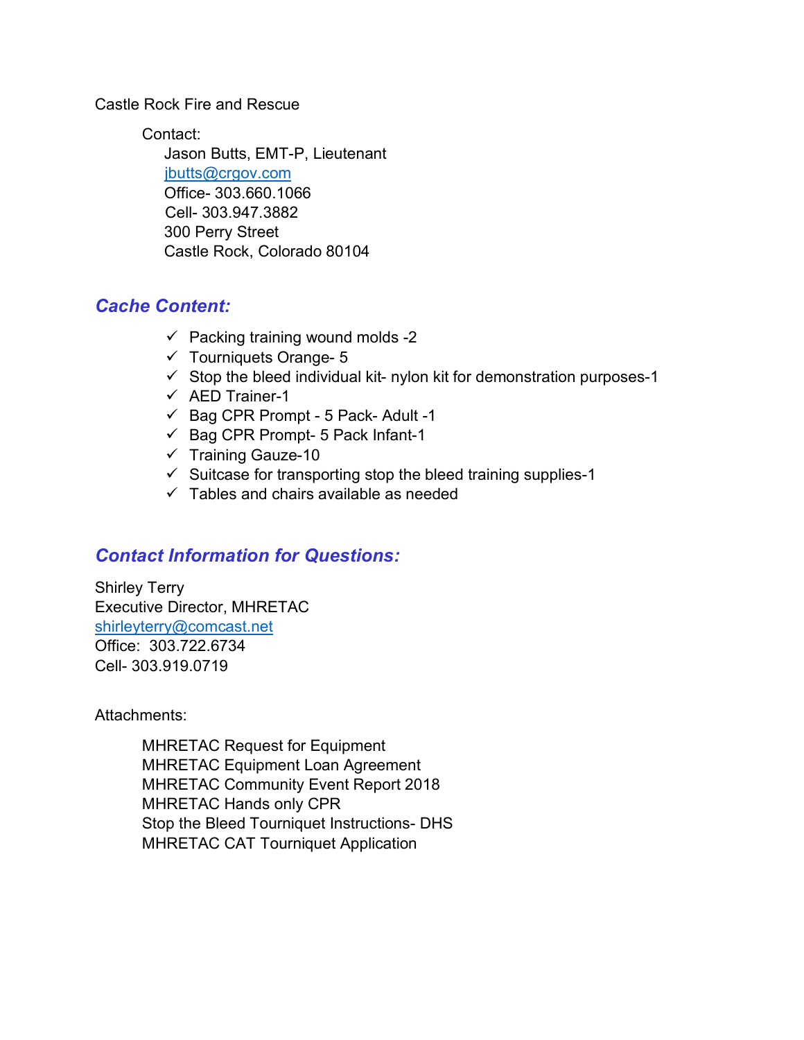Castle Rock Fire and Rescue

Contact:
Jason Butts, EMT-P, Lieutenant
jbutts@crgov.com
Office- 303.660.1066
Cell- 303.947.3882
300 Perry Street
Castle Rock, Colorado 80104

## *Cache Content:*

- ✓ Packing training wound molds -2
- ✓ Tourniquets Orange- 5
- ✓ Stop the bleed individual kit- nylon kit for demonstration purposes-1
- ✓ AED Trainer-1
- ✓ Bag CPR Prompt - 5 Pack- Adult -1
- ✓ Bag CPR Prompt- 5 Pack Infant-1
- ✓ Training Gauze-10
- ✓ Suitcase for transporting stop the bleed training supplies-1
- ✓ Tables and chairs available as needed

## *Contact Information for Questions:*

Shirley Terry
Executive Director, MHRETAC
shirleyterry@comcast.net
Office: 303.722.6734
Cell- 303.919.0719

Attachments:

MHRETAC Request for Equipment
MHRETAC Equipment Loan Agreement
MHRETAC Community Event Report 2018
MHRETAC Hands only CPR
Stop the Bleed Tourniquet Instructions- DHS
MHRETAC CAT Tourniquet Application